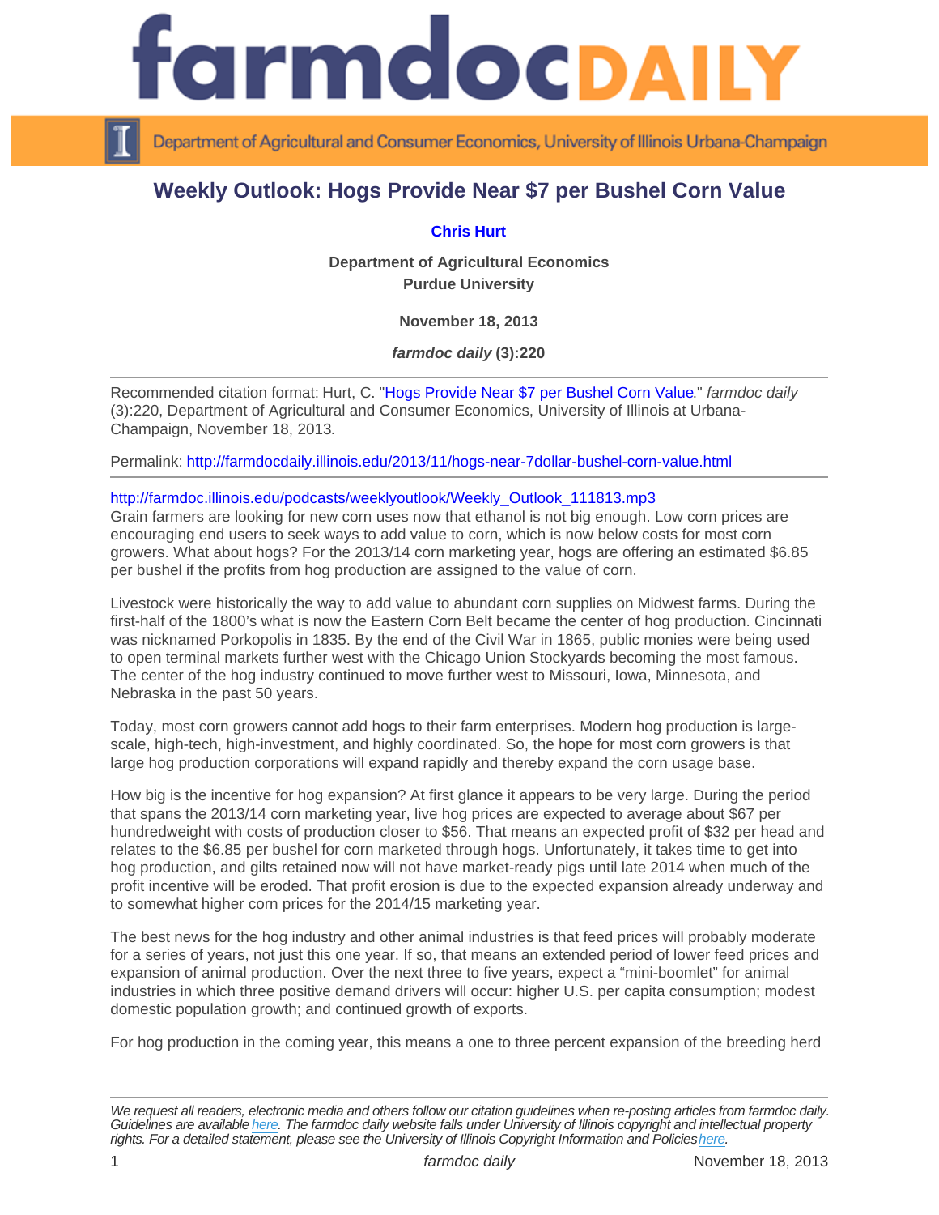# Weekly Outlook: Hogs Provide Near $7 per Bushel Corn Value

**Chris Hurt**

**Department of Agricultural Economics**
**Purdue University**

**November 18, 2013**

***farmdoc daily* (3):220**

---

Recommended citation format: Hurt, C. "Hogs Provide Near $7 per Bushel Corn Value." *farmdoc daily* (3):220, Department of Agricultural and Consumer Economics, University of Illinois at Urbana-Champaign, November 18, 2013.

Permalink: http://farmdocdaily.illinois.edu/2013/11/hogs-near-7dollar-bushel-corn-value.html

---

http://farmdoc.illinois.edu/podcasts/weeklyoutlook/Weekly_Outlook_111813.mp3

Grain farmers are looking for new corn uses now that ethanol is not big enough. Low corn prices are encouraging end users to seek ways to add value to corn, which is now below costs for most corn growers. What about hogs? For the 2013/14 corn marketing year, hogs are offering an estimated $6.85 per bushel if the profits from hog production are assigned to the value of corn.

Livestock were historically the way to add value to abundant corn supplies on Midwest farms. During the first-half of the 1800's what is now the Eastern Corn Belt became the center of hog production. Cincinnati was nicknamed Porkopolis in 1835. By the end of the Civil War in 1865, public monies were being used to open terminal markets further west with the Chicago Union Stockyards becoming the most famous. The center of the hog industry continued to move further west to Missouri, Iowa, Minnesota, and Nebraska in the past 50 years.

Today, most corn growers cannot add hogs to their farm enterprises. Modern hog production is large-scale, high-tech, high-investment, and highly coordinated. So, the hope for most corn growers is that large hog production corporations will expand rapidly and thereby expand the corn usage base.

How big is the incentive for hog expansion? At first glance it appears to be very large. During the period that spans the 2013/14 corn marketing year, live hog prices are expected to average about $67 per hundredweight with costs of production closer to $56. That means an expected profit of $32 per head and relates to the $6.85 per bushel for corn marketed through hogs. Unfortunately, it takes time to get into hog production, and gilts retained now will not have market-ready pigs until late 2014 when much of the profit incentive will be eroded. That profit erosion is due to the expected expansion already underway and to somewhat higher corn prices for the 2014/15 marketing year.

The best news for the hog industry and other animal industries is that feed prices will probably moderate for a series of years, not just this one year. If so, that means an extended period of lower feed prices and expansion of animal production. Over the next three to five years, expect a "mini-boomlet" for animal industries in which three positive demand drivers will occur: higher U.S. per capita consumption; modest domestic population growth; and continued growth of exports.

For hog production in the coming year, this means a one to three percent expansion of the breeding herd

---

*We request all readers, electronic media and others follow our citation guidelines when re-posting articles from farmdoc daily. Guidelines are available here. The farmdoc daily website falls under University of Illinois copyright and intellectual property rights. For a detailed statement, please see the University of Illinois Copyright Information and Policies here.*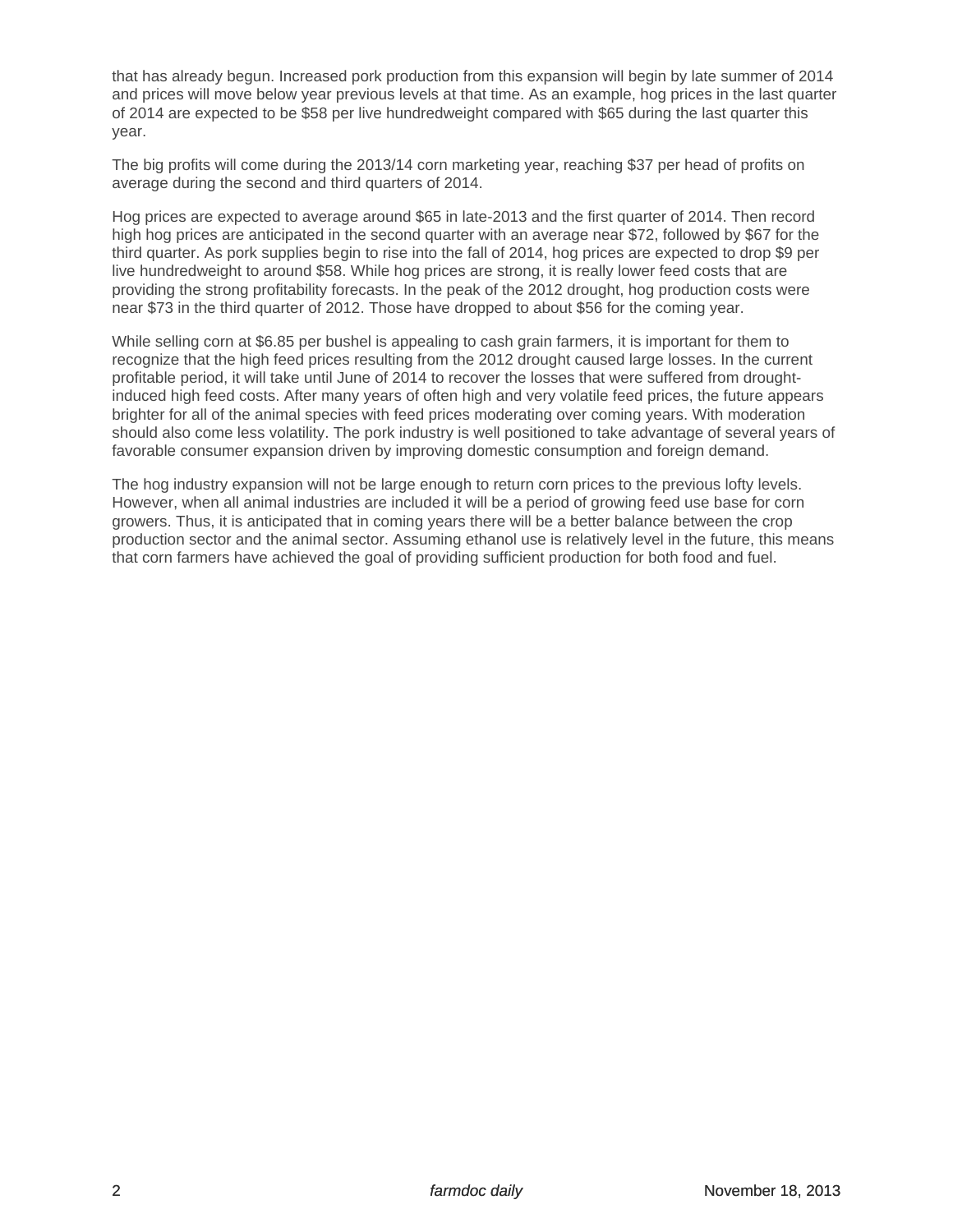that has already begun. Increased pork production from this expansion will begin by late summer of 2014 and prices will move below year previous levels at that time. As an example, hog prices in the last quarter of 2014 are expected to be $58 per live hundredweight compared with $65 during the last quarter this year.

The big profits will come during the 2013/14 corn marketing year, reaching $37 per head of profits on average during the second and third quarters of 2014.

Hog prices are expected to average around $65 in late-2013 and the first quarter of 2014. Then record high hog prices are anticipated in the second quarter with an average near $72, followed by $67 for the third quarter. As pork supplies begin to rise into the fall of 2014, hog prices are expected to drop $9 per live hundredweight to around $58. While hog prices are strong, it is really lower feed costs that are providing the strong profitability forecasts. In the peak of the 2012 drought, hog production costs were near $73 in the third quarter of 2012. Those have dropped to about $56 for the coming year.

While selling corn at $6.85 per bushel is appealing to cash grain farmers, it is important for them to recognize that the high feed prices resulting from the 2012 drought caused large losses. In the current profitable period, it will take until June of 2014 to recover the losses that were suffered from drought-induced high feed costs. After many years of often high and very volatile feed prices, the future appears brighter for all of the animal species with feed prices moderating over coming years. With moderation should also come less volatility. The pork industry is well positioned to take advantage of several years of favorable consumer expansion driven by improving domestic consumption and foreign demand.

The hog industry expansion will not be large enough to return corn prices to the previous lofty levels. However, when all animal industries are included it will be a period of growing feed use base for corn growers. Thus, it is anticipated that in coming years there will be a better balance between the crop production sector and the animal sector. Assuming ethanol use is relatively level in the future, this means that corn farmers have achieved the goal of providing sufficient production for both food and fuel.